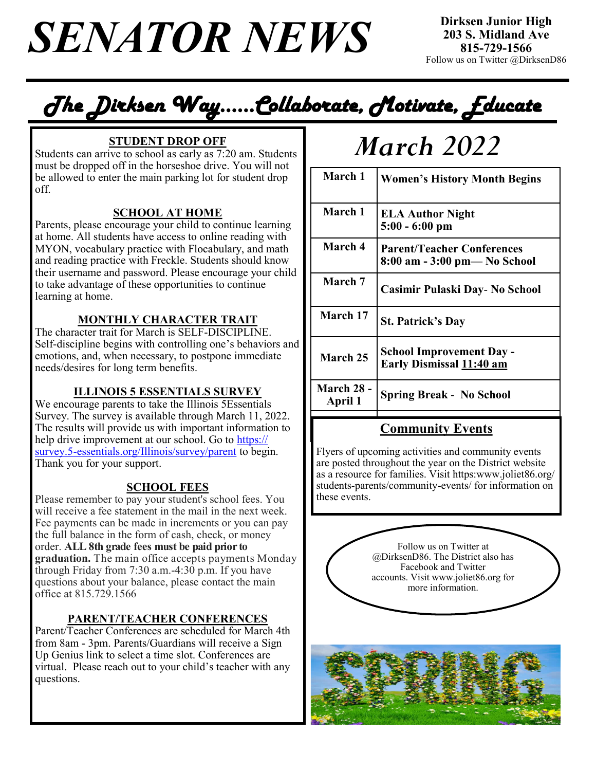# SENATOR NEWS

**Dirksen Junior High**
**203 S. Midland Ave**
**815-729-1566**
Follow us on Twitter @DirksenD86

## *The Dirksen Way……Collaborate, Motivate, Educate*

### STUDENT DROP OFF

Students can arrive to school as early as 7:20 am. Students must be dropped off in the horseshoe drive. You will not be allowed to enter the main parking lot for student drop off.

### SCHOOL AT HOME

Parents, please encourage your child to continue learning at home. All students have access to online reading with MYON, vocabulary practice with Flocabulary, and math and reading practice with Freckle. Students should know their username and password. Please encourage your child to take advantage of these opportunities to continue learning at home.

### MONTHLY CHARACTER TRAIT

The character trait for March is SELF-DISCIPLINE. Self-discipline begins with controlling one's behaviors and emotions, and, when necessary, to postpone immediate needs/desires for long term benefits.

### ILLINOIS 5 ESSENTIALS SURVEY

We encourage parents to take the Illinois 5Essentials Survey. The survey is available through March 11, 2022. The results will provide us with important information to help drive improvement at our school. Go to https://survey.5-essentials.org/Illinois/survey/parent to begin. Thank you for your support.

### SCHOOL FEES

Please remember to pay your student's school fees. You will receive a fee statement in the mail in the next week. Fee payments can be made in increments or you can pay the full balance in the form of cash, check, or money order. **ALL 8th grade fees must be paid prior to graduation.** The main office accepts payments Monday through Friday from 7:30 a.m.-4:30 p.m. If you have questions about your balance, please contact the main office at 815.729.1566

### PARENT/TEACHER CONFERENCES

Parent/Teacher Conferences are scheduled for March 4th from 8am - 3pm. Parents/Guardians will receive a Sign Up Genius link to select a time slot. Conferences are virtual. Please reach out to your child's teacher with any questions.

## *March 2022*

| Date | Event |
|---|---|
| **March 1** | **Women's History Month Begins** |
| **March 1** | **ELA Author Night 5:00 - 6:00 pm** |
| **March 4** | **Parent/Teacher Conferences 8:00 am - 3:00 pm— No School** |
| **March 7** | **Casimir Pulaski Day- No School** |
| **March 17** | **St. Patrick's Day** |
| **March 25** | **School Improvement Day - Early Dismissal 11:40 am** |
| **March 28 - April 1** | **Spring Break - No School** |

### Community Events

Flyers of upcoming activities and community events are posted throughout the year on the District website as a resource for families. Visit https:www.joliet86.org/students-parents/community-events/ for information on these events.

Follow us on Twitter at @DirksenD86. The District also has Facebook and Twitter accounts. Visit www.joliet86.org for more information.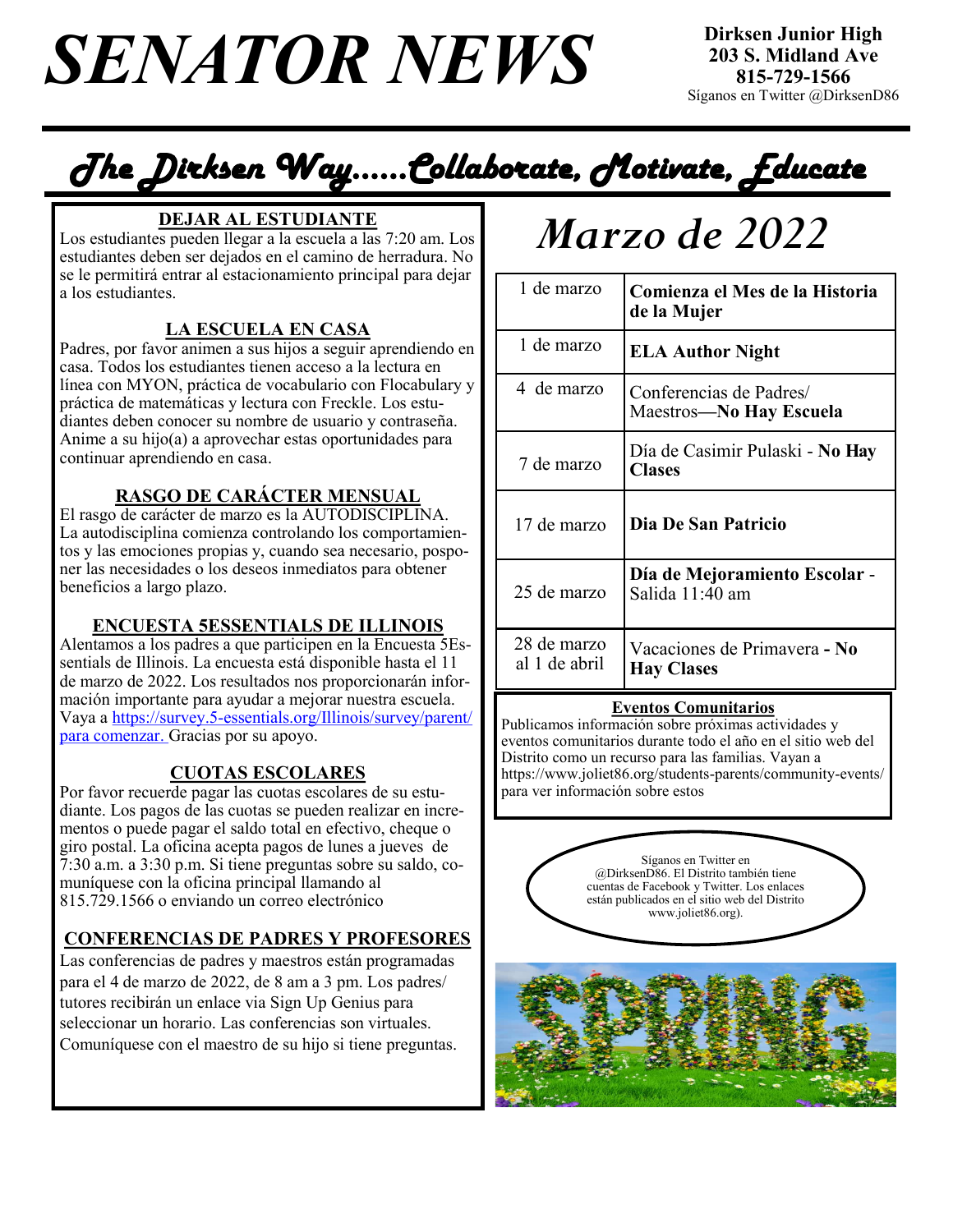# SENATOR NEWS

**Dirksen Junior High**
**203 S. Midland Ave**
**815-729-1566**
Síganos en Twitter @DirksenD86

## *The Dirksen Way……Collaborate, Motivate, Educate*

### DEJAR AL ESTUDIANTE

Los estudiantes pueden llegar a la escuela a las 7:20 am. Los estudiantes deben ser dejados en el camino de herradura. No se le permitirá entrar al estacionamiento principal para dejar a los estudiantes.

### LA ESCUELA EN CASA

Padres, por favor animen a sus hijos a seguir aprendiendo en casa. Todos los estudiantes tienen acceso a la lectura en línea con MYON, práctica de vocabulario con Flocabulary y práctica de matemáticas y lectura con Freckle. Los estudiantes deben conocer su nombre de usuario y contraseña. Anime a su hijo(a) a aprovechar estas oportunidades para continuar aprendiendo en casa.

### RASGO DE CARÁCTER MENSUAL

El rasgo de carácter de marzo es la AUTODISCIPLINA. La autodisciplina comienza controlando los comportamientos y las emociones propias y, cuando sea necesario, posponer las necesidades o los deseos inmediatos para obtener beneficios a largo plazo.

### ENCUESTA 5ESSENTIALS DE ILLINOIS

Alentamos a los padres a que participen en la Encuesta 5Essentials de Illinois. La encuesta está disponible hasta el 11 de marzo de 2022. Los resultados nos proporcionarán información importante para ayudar a mejorar nuestra escuela. Vaya a https://survey.5-essentials.org/Illinois/survey/parent/ para comenzar. Gracias por su apoyo.

### CUOTAS ESCOLARES

Por favor recuerde pagar las cuotas escolares de su estudiante. Los pagos de las cuotas se pueden realizar en incrementos o puede pagar el saldo total en efectivo, cheque o giro postal. La oficina acepta pagos de lunes a jueves de 7:30 a.m. a 3:30 p.m. Si tiene preguntas sobre su saldo, comuníquese con la oficina principal llamando al 815.729.1566 o enviando un correo electrónico

### CONFERENCIAS DE PADRES Y PROFESORES

Las conferencias de padres y maestros están programadas para el 4 de marzo de 2022, de 8 am a 3 pm. Los padres/tutores recibirán un enlace via Sign Up Genius para seleccionar un horario. Las conferencias son virtuales. Comuníquese con el maestro de su hijo si tiene preguntas.

## *Marzo de 2022*

| | |
|---|---|
| 1 de marzo | **Comienza el Mes de la Historia de la Mujer** |
| 1 de marzo | **ELA Author Night** |
| 4 de marzo | Conferencias de Padres/ Maestros—**No Hay Escuela** |
| 7 de marzo | Día de Casimir Pulaski - **No Hay Clases** |
| 17 de marzo | **Dia De San Patricio** |
| 25 de marzo | **Día de Mejoramiento Escolar** - Salida 11:40 am |
| 28 de marzo al 1 de abril | Vacaciones de Primavera **- No Hay Clases** |

### Eventos Comunitarios

Publicamos información sobre próximas actividades y eventos comunitarios durante todo el año en el sitio web del Distrito como un recurso para las familias. Vayan a https://www.joliet86.org/students-parents/community-events/ para ver información sobre estos

Síganos en Twitter en @DirksenD86. El Distrito también tiene cuentas de Facebook y Twitter. Los enlaces están publicados en el sitio web del Distrito www.joliet86.org).